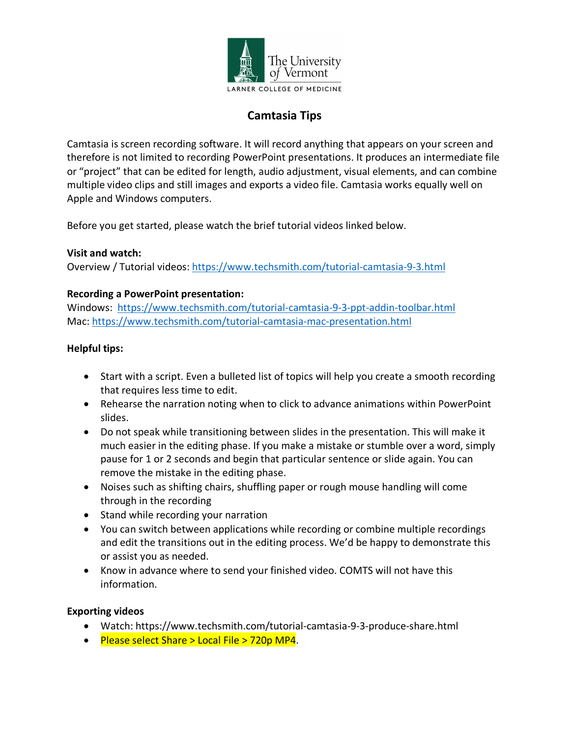The University of Vermont
LARNER COLLEGE OF MEDICINE

# Camtasia Tips

Camtasia is screen recording software. It will record anything that appears on your screen and therefore is not limited to recording PowerPoint presentations. It produces an intermediate file or "project" that can be edited for length, audio adjustment, visual elements, and can combine multiple video clips and still images and exports a video file. Camtasia works equally well on Apple and Windows computers.

Before you get started, please watch the brief tutorial videos linked below.

**Visit and watch:**
Overview / Tutorial videos: https://www.techsmith.com/tutorial-camtasia-9-3.html

**Recording a PowerPoint presentation:**
Windows: https://www.techsmith.com/tutorial-camtasia-9-3-ppt-addin-toolbar.html
Mac: https://www.techsmith.com/tutorial-camtasia-mac-presentation.html

**Helpful tips:**

- Start with a script. Even a bulleted list of topics will help you create a smooth recording that requires less time to edit.
- Rehearse the narration noting when to click to advance animations within PowerPoint slides.
- Do not speak while transitioning between slides in the presentation. This will make it much easier in the editing phase. If you make a mistake or stumble over a word, simply pause for 1 or 2 seconds and begin that particular sentence or slide again. You can remove the mistake in the editing phase.
- Noises such as shifting chairs, shuffling paper or rough mouse handling will come through in the recording
- Stand while recording your narration
- You can switch between applications while recording or combine multiple recordings and edit the transitions out in the editing process. We'd be happy to demonstrate this or assist you as needed.
- Know in advance where to send your finished video. COMTS will not have this information.

**Exporting videos**

- Watch: https://www.techsmith.com/tutorial-camtasia-9-3-produce-share.html
- Please select Share > Local File > 720p MP4.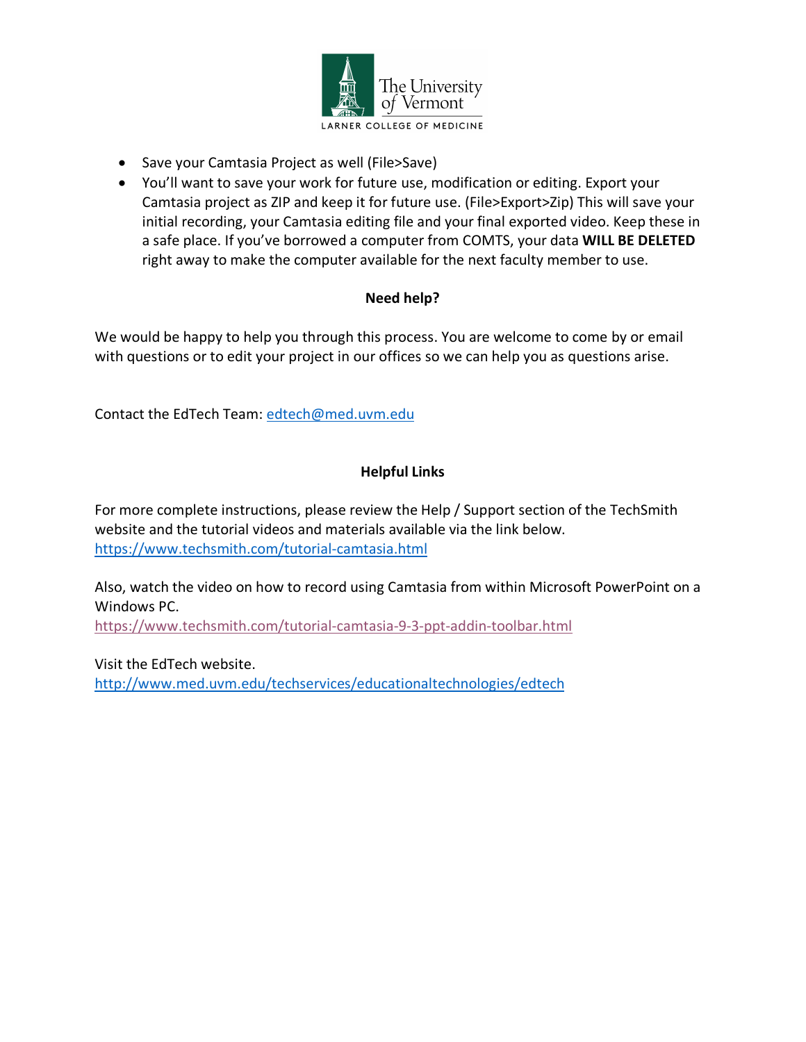- Save your Camtasia Project as well (File>Save)
- You'll want to save your work for future use, modification or editing. Export your Camtasia project as ZIP and keep it for future use. (File>Export>Zip) This will save your initial recording, your Camtasia editing file and your final exported video. Keep these in a safe place. If you've borrowed a computer from COMTS, your data **WILL BE DELETED** right away to make the computer available for the next faculty member to use.

**Need help?**

We would be happy to help you through this process. You are welcome to come by or email with questions or to edit your project in our offices so we can help you as questions arise.

Contact the EdTech Team: edtech@med.uvm.edu

**Helpful Links**

For more complete instructions, please review the Help / Support section of the TechSmith website and the tutorial videos and materials available via the link below.
https://www.techsmith.com/tutorial-camtasia.html

Also, watch the video on how to record using Camtasia from within Microsoft PowerPoint on a Windows PC.
https://www.techsmith.com/tutorial-camtasia-9-3-ppt-addin-toolbar.html

Visit the EdTech website.
http://www.med.uvm.edu/techservices/educationaltechnologies/edtech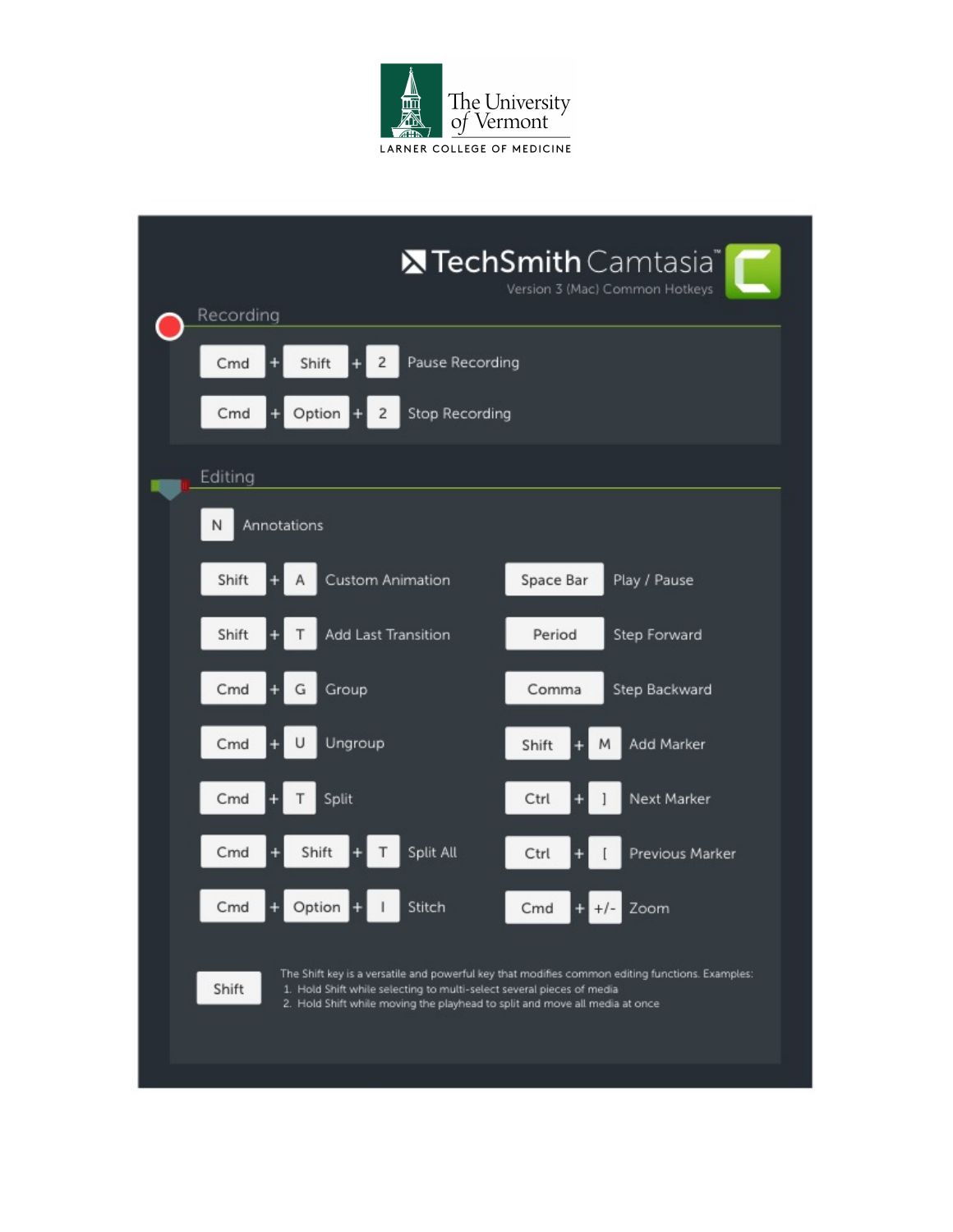The University of Vermont
LARNER COLLEGE OF MEDICINE

# TechSmith Camtasia

Version 3 (Mac) Common Hotkeys

## Recording

| Shortcut | Action |
| --- | --- |
| Cmd + Shift + 2 | Pause Recording |
| Cmd + Option + 2 | Stop Recording |

## Editing

| Shortcut | Action |
| --- | --- |
| N | Annotations |
| Shift + A | Custom Animation |
| Shift + T | Add Last Transition |
| Cmd + G | Group |
| Cmd + U | Ungroup |
| Cmd + T | Split |
| Cmd + Shift + T | Split All |
| Cmd + Option + I | Stitch |
| Space Bar | Play / Pause |
| Period | Step Forward |
| Comma | Step Backward |
| Shift + M | Add Marker |
| Ctrl + ] | Next Marker |
| Ctrl + [ | Previous Marker |
| Cmd + +/- | Zoom |

**Shift**

The Shift key is a versatile and powerful key that modifies common editing functions. Examples:

1. Hold Shift while selecting to multi-select several pieces of media
2. Hold Shift while moving the playhead to split and move all media at once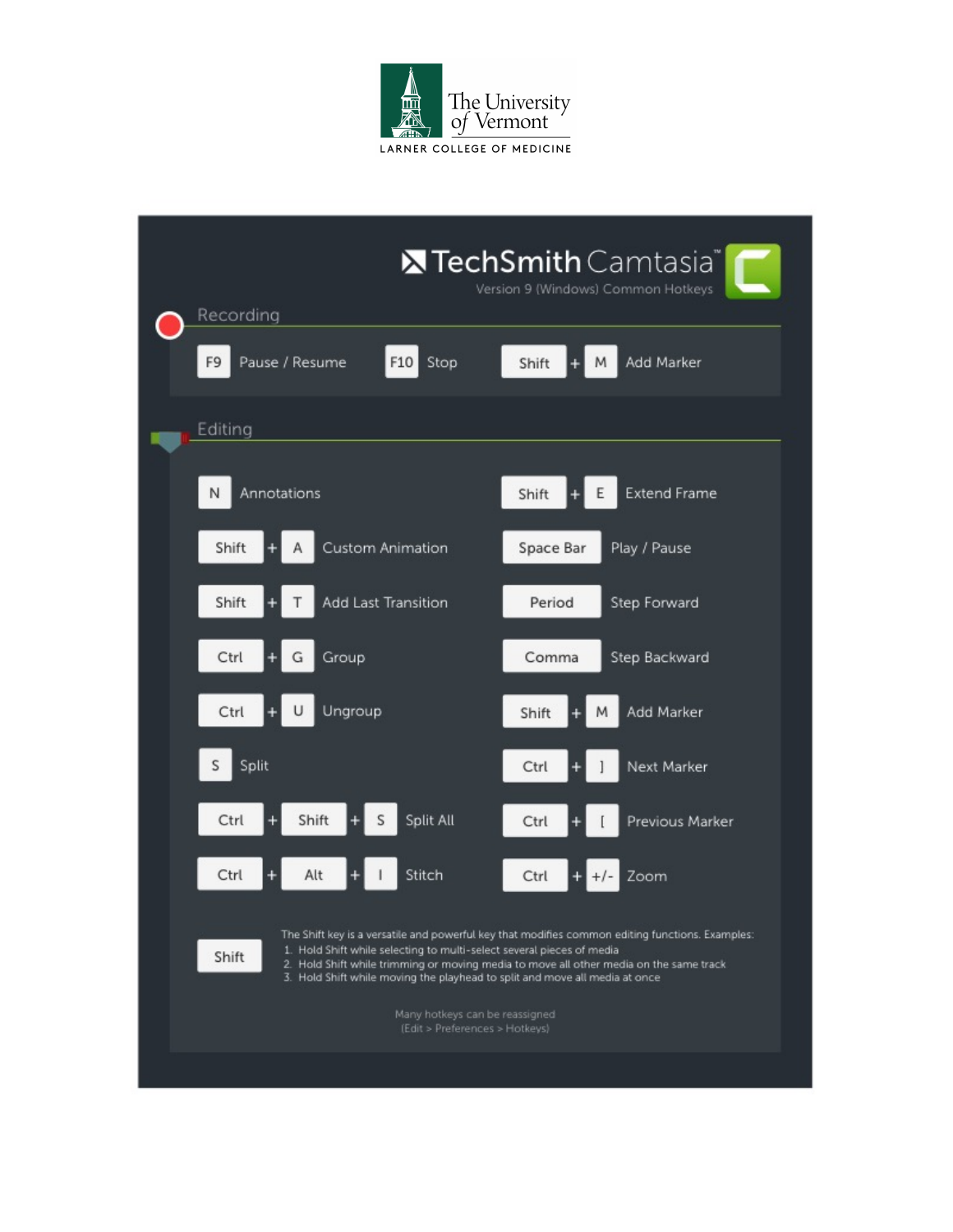The University of Vermont

LARNER COLLEGE OF MEDICINE

# TechSmith Camtasia™

Version 9 (Windows) Common Hotkeys

## Recording

| Hotkey | Function |
| --- | --- |
| F9 | Pause / Resume |
| F10 | Stop |
| Shift + M | Add Marker |

## Editing

| Hotkey | Function |
| --- | --- |
| N | Annotations |
| Shift + A | Custom Animation |
| Shift + T | Add Last Transition |
| Ctrl + G | Group |
| Ctrl + U | Ungroup |
| S | Split |
| Ctrl + Shift + S | Split All |
| Ctrl + Alt + I | Stitch |
| Shift + E | Extend Frame |
| Space Bar | Play / Pause |
| Period | Step Forward |
| Comma | Step Backward |
| Shift + M | Add Marker |
| Ctrl + ] | Next Marker |
| Ctrl + [ | Previous Marker |
| Ctrl + +/- | Zoom |

**Shift**

The Shift key is a versatile and powerful key that modifies common editing functions. Examples:

1. Hold Shift while selecting to multi-select several pieces of media
2. Hold Shift while trimming or moving media to move all other media on the same track
3. Hold Shift while moving the playhead to split and move all media at once

Many hotkeys can be reassigned
(Edit > Preferences > Hotkeys)